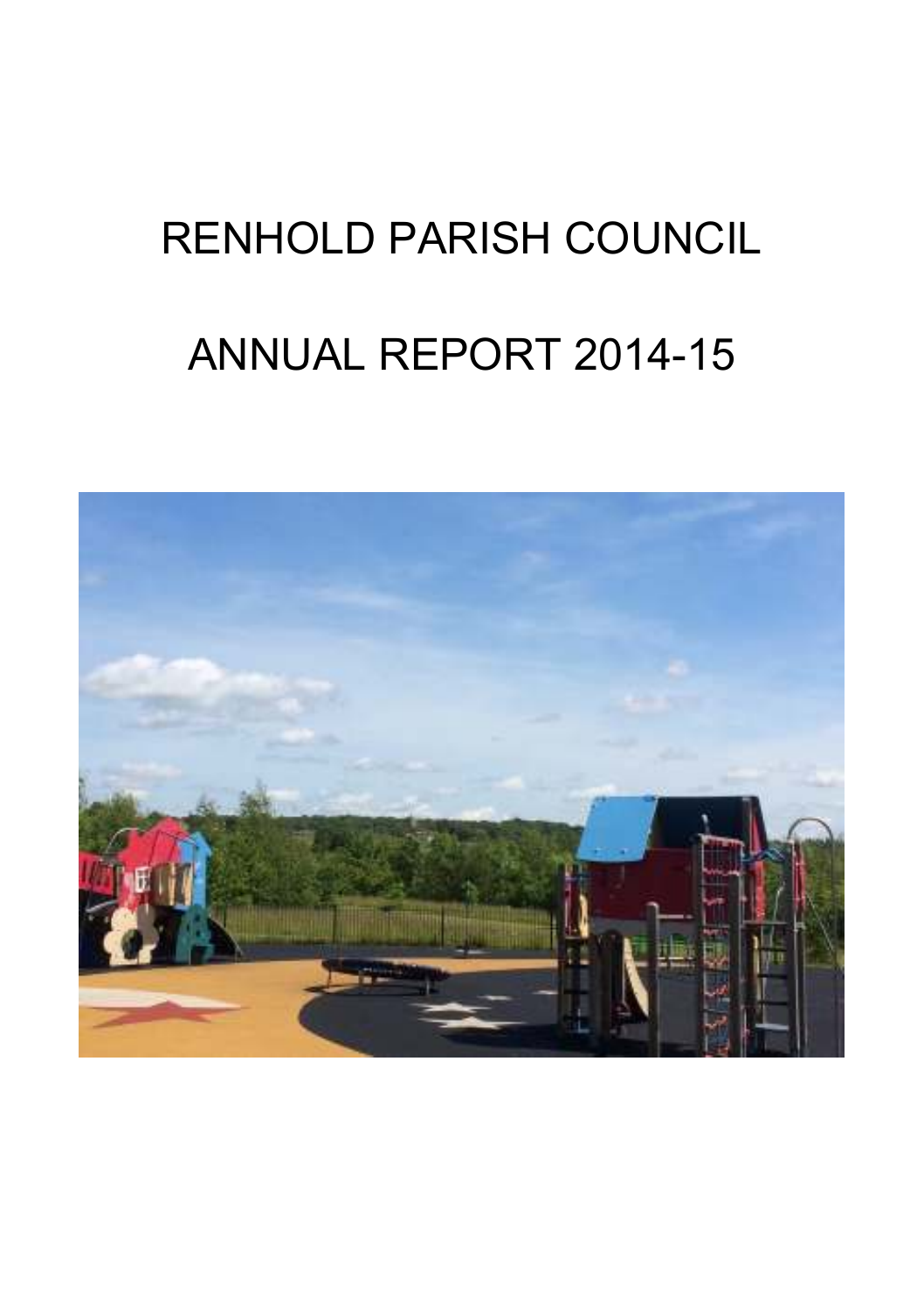# RENHOLD PARISH COUNCIL

# ANNUAL REPORT 2014-15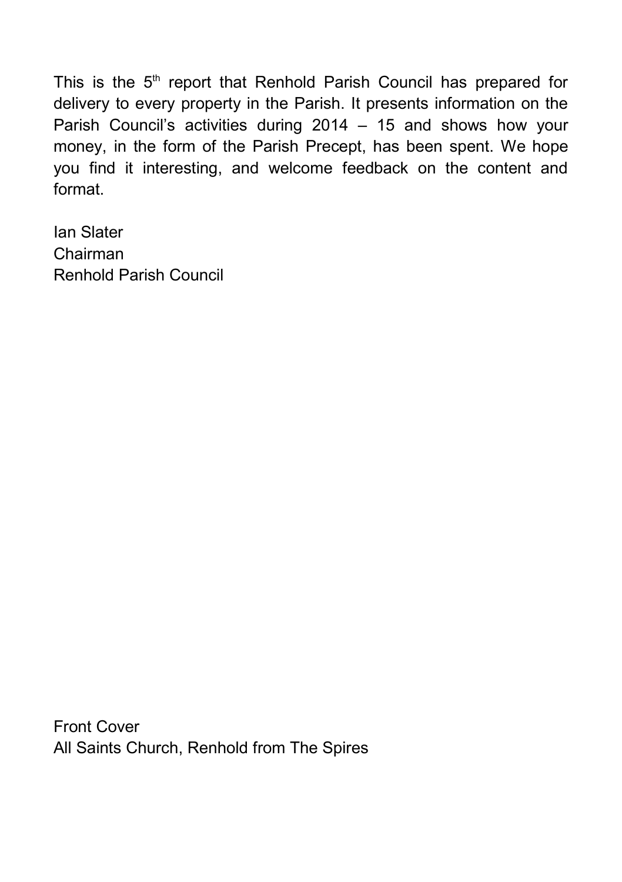This is the 5th report that Renhold Parish Council has prepared for delivery to every property in the Parish. It presents information on the Parish Council's activities during 2014 – 15 and shows how your money, in the form of the Parish Precept, has been spent. We hope you find it interesting, and welcome feedback on the content and format.

Ian Slater
Chairman
Renhold Parish Council

Front Cover
All Saints Church, Renhold from The Spires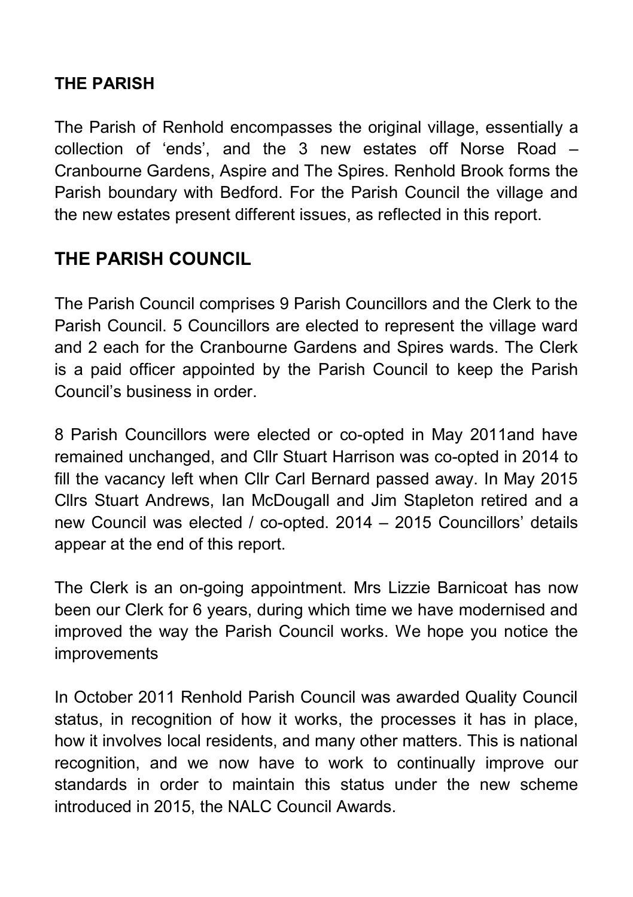## THE PARISH

The Parish of Renhold encompasses the original village, essentially a collection of 'ends', and the 3 new estates off Norse Road – Cranbourne Gardens, Aspire and The Spires. Renhold Brook forms the Parish boundary with Bedford. For the Parish Council the village and the new estates present different issues, as reflected in this report.

## THE PARISH COUNCIL

The Parish Council comprises 9 Parish Councillors and the Clerk to the Parish Council. 5 Councillors are elected to represent the village ward and 2 each for the Cranbourne Gardens and Spires wards. The Clerk is a paid officer appointed by the Parish Council to keep the Parish Council's business in order.

8 Parish Councillors were elected or co-opted in May 2011and have remained unchanged, and Cllr Stuart Harrison was co-opted in 2014 to fill the vacancy left when Cllr Carl Bernard passed away. In May 2015 Cllrs Stuart Andrews, Ian McDougall and Jim Stapleton retired and a new Council was elected / co-opted. 2014 – 2015 Councillors' details appear at the end of this report.

The Clerk is an on-going appointment. Mrs Lizzie Barnicoat has now been our Clerk for 6 years, during which time we have modernised and improved the way the Parish Council works. We hope you notice the improvements

In October 2011 Renhold Parish Council was awarded Quality Council status, in recognition of how it works, the processes it has in place, how it involves local residents, and many other matters. This is national recognition, and we now have to work to continually improve our standards in order to maintain this status under the new scheme introduced in 2015, the NALC Council Awards.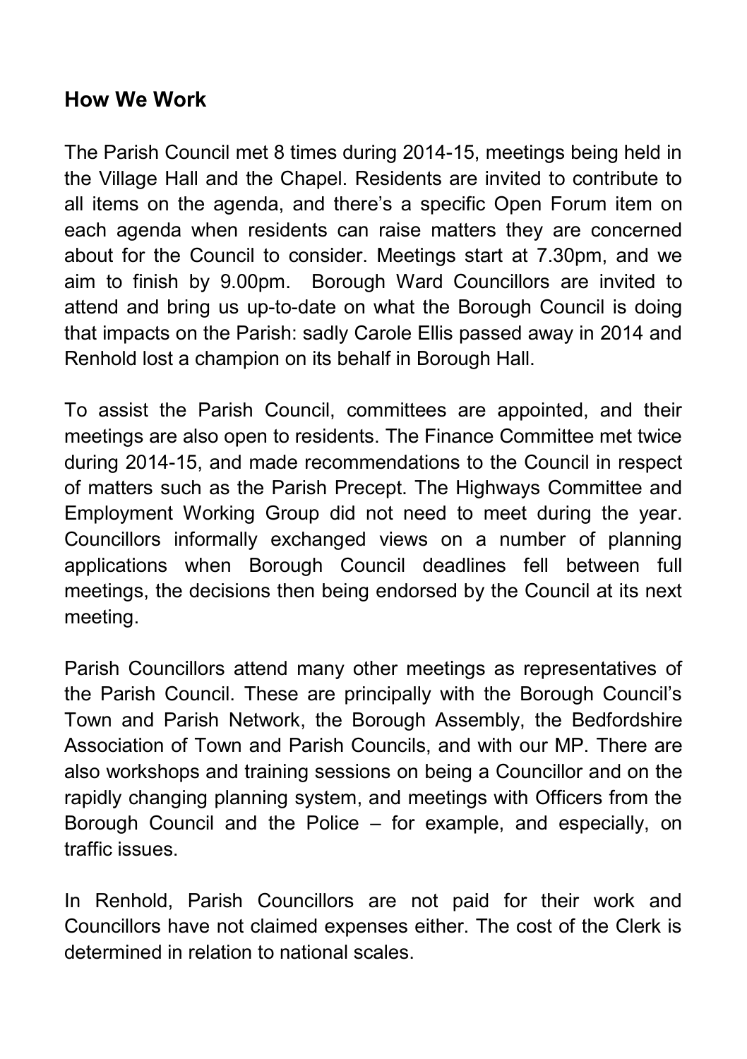## How We Work

The Parish Council met 8 times during 2014-15, meetings being held in the Village Hall and the Chapel. Residents are invited to contribute to all items on the agenda, and there's a specific Open Forum item on each agenda when residents can raise matters they are concerned about for the Council to consider. Meetings start at 7.30pm, and we aim to finish by 9.00pm. Borough Ward Councillors are invited to attend and bring us up-to-date on what the Borough Council is doing that impacts on the Parish: sadly Carole Ellis passed away in 2014 and Renhold lost a champion on its behalf in Borough Hall.

To assist the Parish Council, committees are appointed, and their meetings are also open to residents. The Finance Committee met twice during 2014-15, and made recommendations to the Council in respect of matters such as the Parish Precept. The Highways Committee and Employment Working Group did not need to meet during the year. Councillors informally exchanged views on a number of planning applications when Borough Council deadlines fell between full meetings, the decisions then being endorsed by the Council at its next meeting.

Parish Councillors attend many other meetings as representatives of the Parish Council. These are principally with the Borough Council's Town and Parish Network, the Borough Assembly, the Bedfordshire Association of Town and Parish Councils, and with our MP. There are also workshops and training sessions on being a Councillor and on the rapidly changing planning system, and meetings with Officers from the Borough Council and the Police – for example, and especially, on traffic issues.

In Renhold, Parish Councillors are not paid for their work and Councillors have not claimed expenses either. The cost of the Clerk is determined in relation to national scales.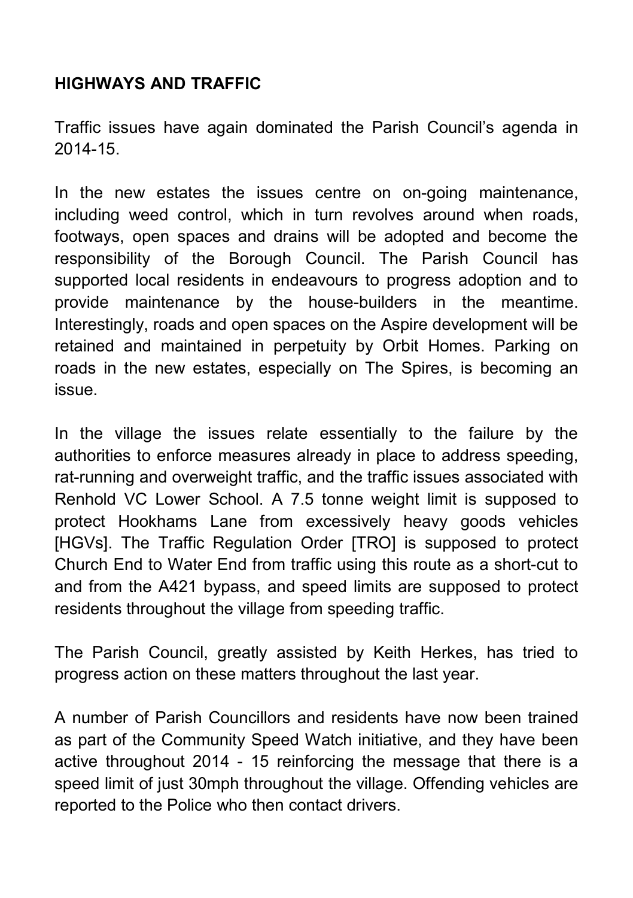## HIGHWAYS AND TRAFFIC

Traffic issues have again dominated the Parish Council's agenda in 2014-15.

In the new estates the issues centre on on-going maintenance, including weed control, which in turn revolves around when roads, footways, open spaces and drains will be adopted and become the responsibility of the Borough Council. The Parish Council has supported local residents in endeavours to progress adoption and to provide maintenance by the house-builders in the meantime. Interestingly, roads and open spaces on the Aspire development will be retained and maintained in perpetuity by Orbit Homes. Parking on roads in the new estates, especially on The Spires, is becoming an issue.

In the village the issues relate essentially to the failure by the authorities to enforce measures already in place to address speeding, rat-running and overweight traffic, and the traffic issues associated with Renhold VC Lower School. A 7.5 tonne weight limit is supposed to protect Hookhams Lane from excessively heavy goods vehicles [HGVs]. The Traffic Regulation Order [TRO] is supposed to protect Church End to Water End from traffic using this route as a short-cut to and from the A421 bypass, and speed limits are supposed to protect residents throughout the village from speeding traffic.

The Parish Council, greatly assisted by Keith Herkes, has tried to progress action on these matters throughout the last year.

A number of Parish Councillors and residents have now been trained as part of the Community Speed Watch initiative, and they have been active throughout 2014 - 15 reinforcing the message that there is a speed limit of just 30mph throughout the village. Offending vehicles are reported to the Police who then contact drivers.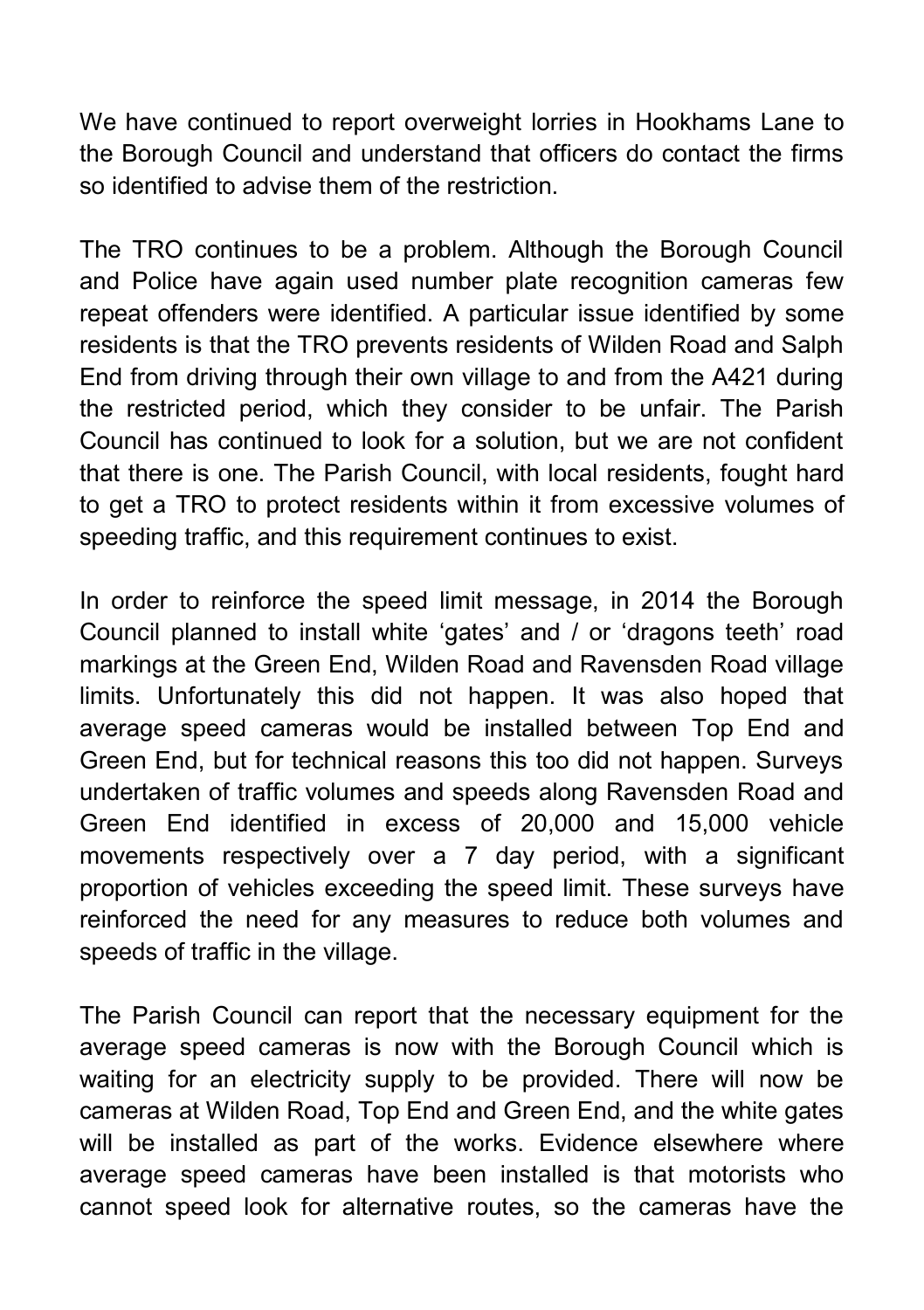We have continued to report overweight lorries in Hookhams Lane to the Borough Council and understand that officers do contact the firms so identified to advise them of the restriction.

The TRO continues to be a problem. Although the Borough Council and Police have again used number plate recognition cameras few repeat offenders were identified. A particular issue identified by some residents is that the TRO prevents residents of Wilden Road and Salph End from driving through their own village to and from the A421 during the restricted period, which they consider to be unfair. The Parish Council has continued to look for a solution, but we are not confident that there is one. The Parish Council, with local residents, fought hard to get a TRO to protect residents within it from excessive volumes of speeding traffic, and this requirement continues to exist.

In order to reinforce the speed limit message, in 2014 the Borough Council planned to install white 'gates' and / or 'dragons teeth' road markings at the Green End, Wilden Road and Ravensden Road village limits. Unfortunately this did not happen. It was also hoped that average speed cameras would be installed between Top End and Green End, but for technical reasons this too did not happen. Surveys undertaken of traffic volumes and speeds along Ravensden Road and Green End identified in excess of 20,000 and 15,000 vehicle movements respectively over a 7 day period, with a significant proportion of vehicles exceeding the speed limit. These surveys have reinforced the need for any measures to reduce both volumes and speeds of traffic in the village.

The Parish Council can report that the necessary equipment for the average speed cameras is now with the Borough Council which is waiting for an electricity supply to be provided. There will now be cameras at Wilden Road, Top End and Green End, and the white gates will be installed as part of the works. Evidence elsewhere where average speed cameras have been installed is that motorists who cannot speed look for alternative routes, so the cameras have the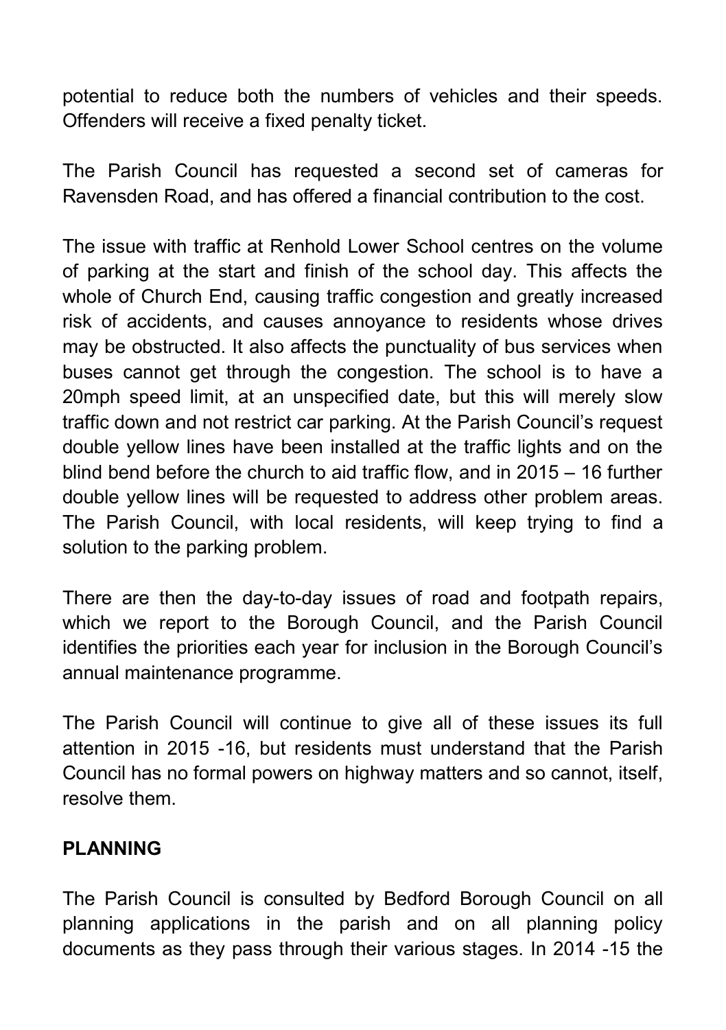potential to reduce both the numbers of vehicles and their speeds. Offenders will receive a fixed penalty ticket.

The Parish Council has requested a second set of cameras for Ravensden Road, and has offered a financial contribution to the cost.

The issue with traffic at Renhold Lower School centres on the volume of parking at the start and finish of the school day. This affects the whole of Church End, causing traffic congestion and greatly increased risk of accidents, and causes annoyance to residents whose drives may be obstructed. It also affects the punctuality of bus services when buses cannot get through the congestion. The school is to have a 20mph speed limit, at an unspecified date, but this will merely slow traffic down and not restrict car parking. At the Parish Council's request double yellow lines have been installed at the traffic lights and on the blind bend before the church to aid traffic flow, and in 2015 – 16 further double yellow lines will be requested to address other problem areas. The Parish Council, with local residents, will keep trying to find a solution to the parking problem.

There are then the day-to-day issues of road and footpath repairs, which we report to the Borough Council, and the Parish Council identifies the priorities each year for inclusion in the Borough Council's annual maintenance programme.

The Parish Council will continue to give all of these issues its full attention in 2015 -16, but residents must understand that the Parish Council has no formal powers on highway matters and so cannot, itself, resolve them.

**PLANNING**

The Parish Council is consulted by Bedford Borough Council on all planning applications in the parish and on all planning policy documents as they pass through their various stages. In 2014 -15 the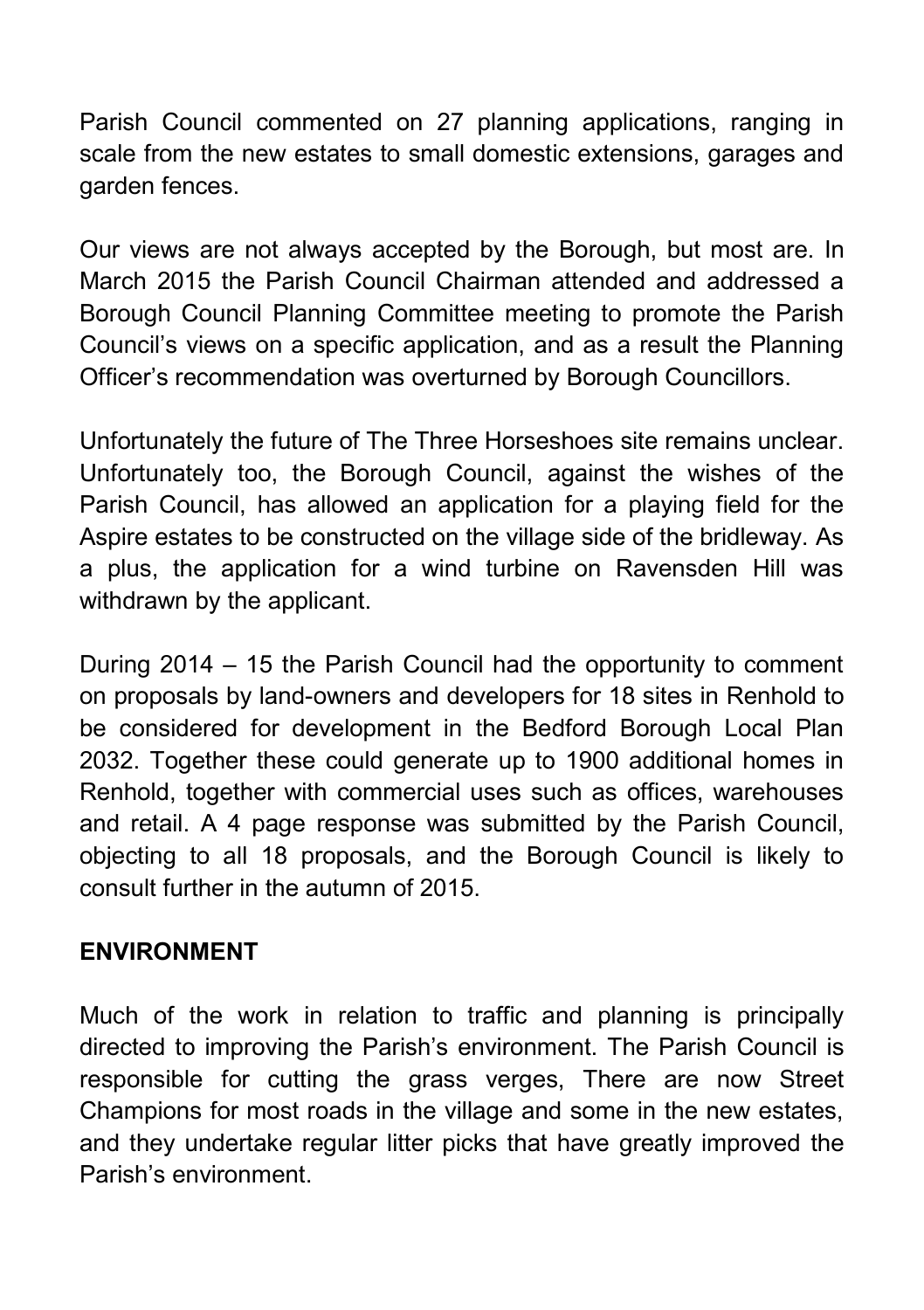Parish Council commented on 27 planning applications, ranging in scale from the new estates to small domestic extensions, garages and garden fences.

Our views are not always accepted by the Borough, but most are. In March 2015 the Parish Council Chairman attended and addressed a Borough Council Planning Committee meeting to promote the Parish Council's views on a specific application, and as a result the Planning Officer's recommendation was overturned by Borough Councillors.

Unfortunately the future of The Three Horseshoes site remains unclear. Unfortunately too, the Borough Council, against the wishes of the Parish Council, has allowed an application for a playing field for the Aspire estates to be constructed on the village side of the bridleway. As a plus, the application for a wind turbine on Ravensden Hill was withdrawn by the applicant.

During 2014 – 15 the Parish Council had the opportunity to comment on proposals by land-owners and developers for 18 sites in Renhold to be considered for development in the Bedford Borough Local Plan 2032. Together these could generate up to 1900 additional homes in Renhold, together with commercial uses such as offices, warehouses and retail. A 4 page response was submitted by the Parish Council, objecting to all 18 proposals, and the Borough Council is likely to consult further in the autumn of 2015.

**ENVIRONMENT**

Much of the work in relation to traffic and planning is principally directed to improving the Parish's environment. The Parish Council is responsible for cutting the grass verges, There are now Street Champions for most roads in the village and some in the new estates, and they undertake regular litter picks that have greatly improved the Parish's environment.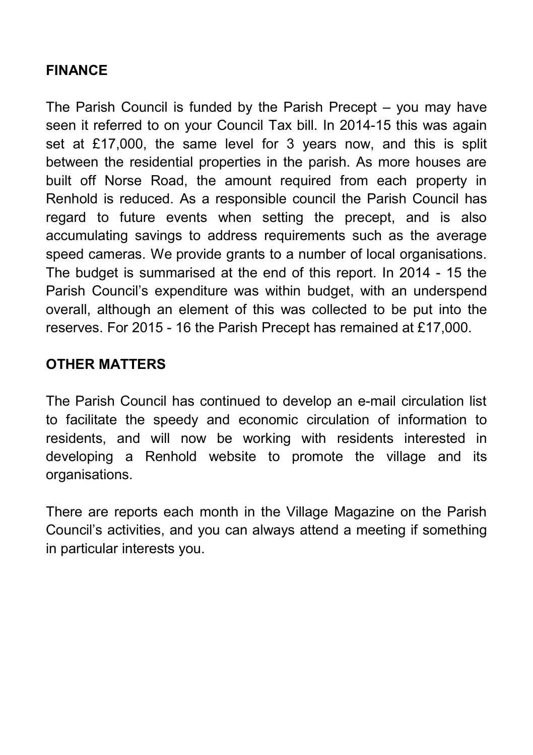## FINANCE

The Parish Council is funded by the Parish Precept – you may have seen it referred to on your Council Tax bill. In 2014-15 this was again set at £17,000, the same level for 3 years now, and this is split between the residential properties in the parish. As more houses are built off Norse Road, the amount required from each property in Renhold is reduced. As a responsible council the Parish Council has regard to future events when setting the precept, and is also accumulating savings to address requirements such as the average speed cameras. We provide grants to a number of local organisations. The budget is summarised at the end of this report. In 2014 - 15 the Parish Council's expenditure was within budget, with an underspend overall, although an element of this was collected to be put into the reserves. For 2015 - 16 the Parish Precept has remained at £17,000.

## OTHER MATTERS

The Parish Council has continued to develop an e-mail circulation list to facilitate the speedy and economic circulation of information to residents, and will now be working with residents interested in developing a Renhold website to promote the village and its organisations.

There are reports each month in the Village Magazine on the Parish Council's activities, and you can always attend a meeting if something in particular interests you.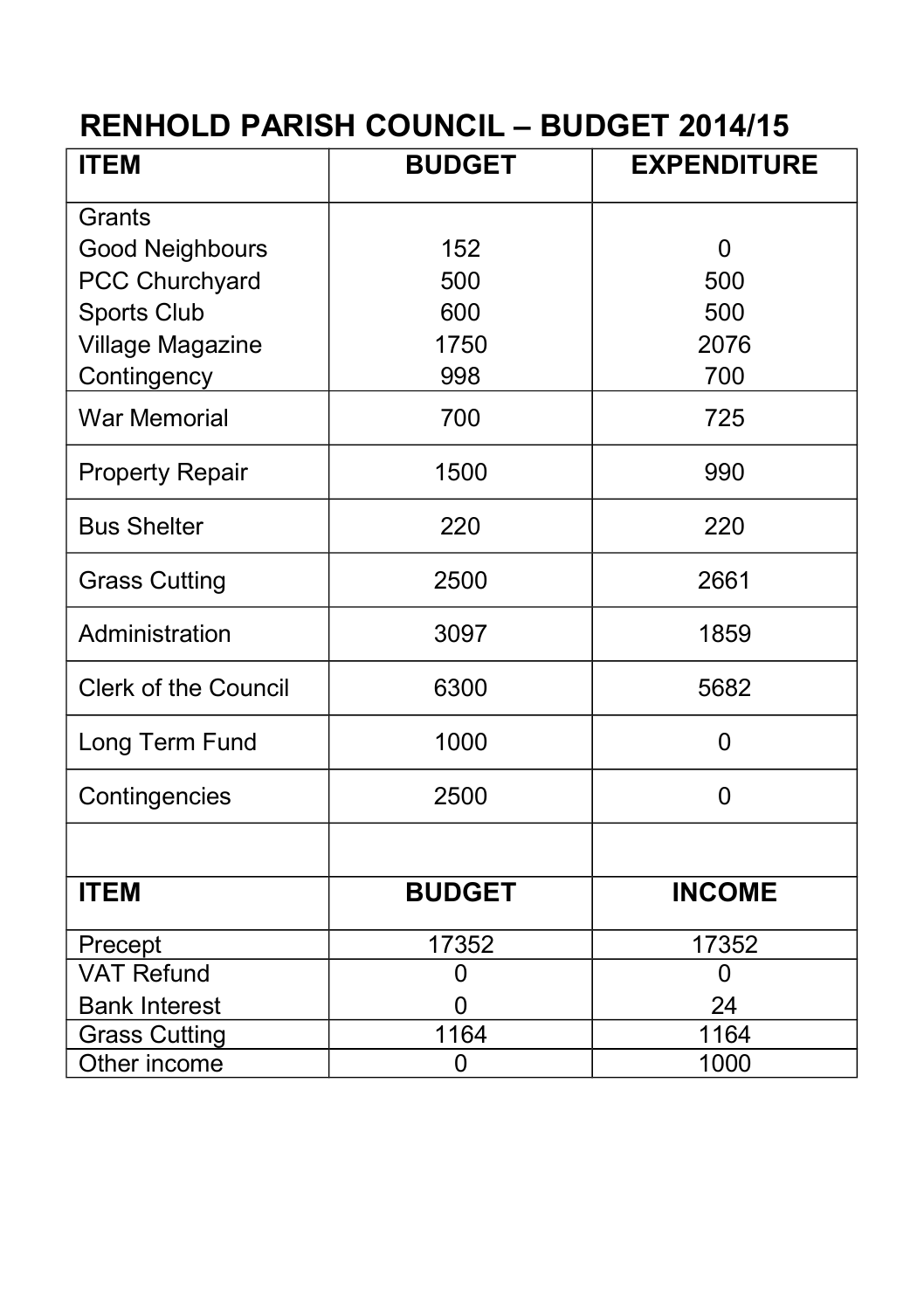# RENHOLD PARISH COUNCIL – BUDGET 2014/15

| ITEM | BUDGET | EXPENDITURE |
|---|---|---|
| Grants | | |
| Good Neighbours | 152 | 0 |
| PCC Churchyard | 500 | 500 |
| Sports Club | 600 | 500 |
| Village Magazine | 1750 | 2076 |
| Contingency | 998 | 700 |
| War Memorial | 700 | 725 |
| Property Repair | 1500 | 990 |
| Bus Shelter | 220 | 220 |
| Grass Cutting | 2500 | 2661 |
| Administration | 3097 | 1859 |
| Clerk of the Council | 6300 | 5682 |
| Long Term Fund | 1000 | 0 |
| Contingencies | 2500 | 0 |
| | | |
| **ITEM** | **BUDGET** | **INCOME** |
| Precept | 17352 | 17352 |
| VAT Refund | 0 | 0 |
| Bank Interest | 0 | 24 |
| Grass Cutting | 1164 | 1164 |
| Other income | 0 | 1000 |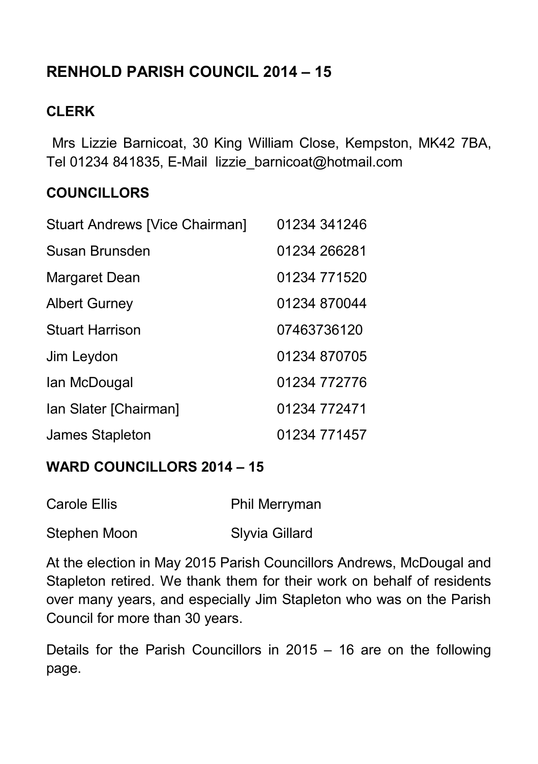# RENHOLD PARISH COUNCIL 2014 – 15

## CLERK

Mrs Lizzie Barnicoat, 30 King William Close, Kempston, MK42 7BA, Tel 01234 841835, E-Mail lizzie_barnicoat@hotmail.com

## COUNCILLORS

| | |
|---|---|
| Stuart Andrews [Vice Chairman] | 01234 341246 |
| Susan Brunsden | 01234 266281 |
| Margaret Dean | 01234 771520 |
| Albert Gurney | 01234 870044 |
| Stuart Harrison | 07463736120 |
| Jim Leydon | 01234 870705 |
| Ian McDougal | 01234 772776 |
| Ian Slater [Chairman] | 01234 772471 |
| James Stapleton | 01234 771457 |

## WARD COUNCILLORS 2014 – 15

| | |
|---|---|
| Carole Ellis | Phil Merryman |
| Stephen Moon | Slyvia Gillard |

At the election in May 2015 Parish Councillors Andrews, McDougal and Stapleton retired. We thank them for their work on behalf of residents over many years, and especially Jim Stapleton who was on the Parish Council for more than 30 years.

Details for the Parish Councillors in 2015 – 16 are on the following page.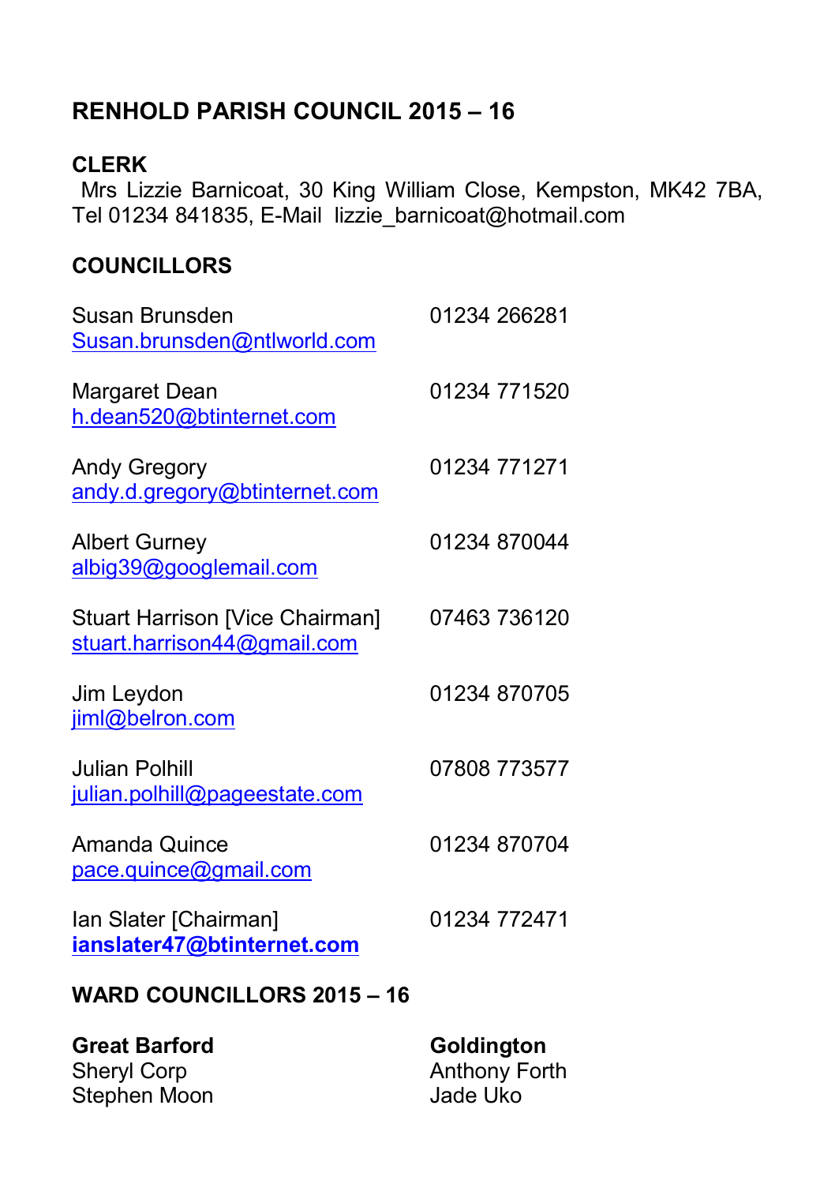## RENHOLD PARISH COUNCIL 2015 – 16

### CLERK

Mrs Lizzie Barnicoat, 30 King William Close, Kempston, MK42 7BA, Tel 01234 841835, E-Mail lizzie_barnicoat@hotmail.com

### COUNCILLORS

| | |
|---|---|
| Susan Brunsden<br>Susan.brunsden@ntlworld.com | 01234 266281 |
| Margaret Dean<br>h.dean520@btinternet.com | 01234 771520 |
| Andy Gregory<br>andy.d.gregory@btinternet.com | 01234 771271 |
| Albert Gurney<br>albig39@googlemail.com | 01234 870044 |
| Stuart Harrison [Vice Chairman]<br>stuart.harrison44@gmail.com | 07463 736120 |
| Jim Leydon<br>jiml@belron.com | 01234 870705 |
| Julian Polhill<br>julian.polhill@pageestate.com | 07808 773577 |
| Amanda Quince<br>pace.quince@gmail.com | 01234 870704 |
| Ian Slater [Chairman]<br>**ianslater47@btinternet.com** | 01234 772471 |

### WARD COUNCILLORS 2015 – 16

**Great Barford**
Sheryl Corp
Stephen Moon

**Goldington**
Anthony Forth
Jade Uko